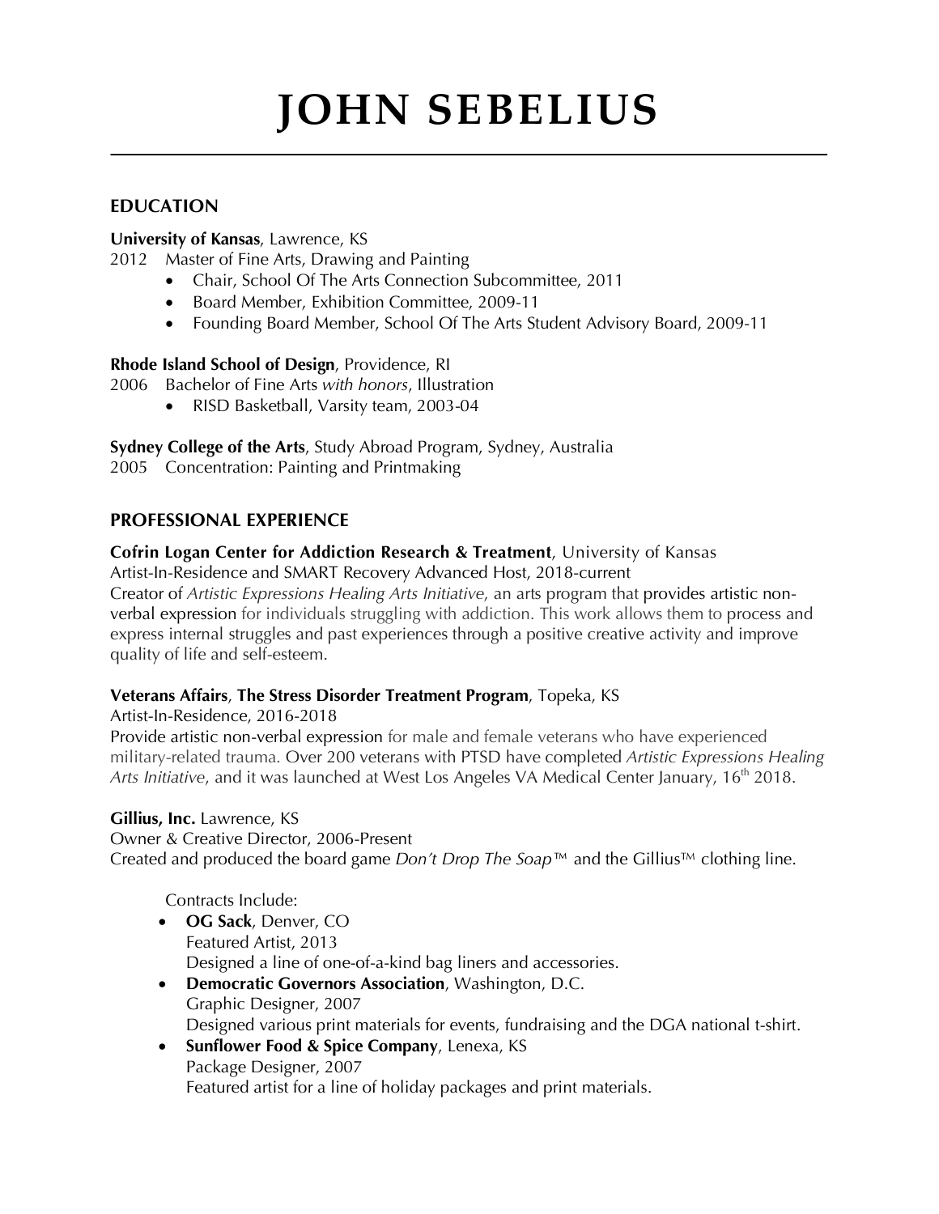# JOHN SEBELIUS

## EDUCATION

**University of Kansas**, Lawrence, KS

2012 Master of Fine Arts, Drawing and Painting

- Chair, School Of The Arts Connection Subcommittee, 2011
- Board Member, Exhibition Committee, 2009-11
- Founding Board Member, School Of The Arts Student Advisory Board, 2009-11

**Rhode Island School of Design**, Providence, RI

2006 Bachelor of Fine Arts *with honors*, Illustration

- RISD Basketball, Varsity team, 2003-04

**Sydney College of the Arts**, Study Abroad Program, Sydney, Australia

2005 Concentration: Painting and Printmaking

## PROFESSIONAL EXPERIENCE

**Cofrin Logan Center for Addiction Research & Treatment**, University of Kansas
Artist-In-Residence and SMART Recovery Advanced Host, 2018-current
Creator of *Artistic Expressions Healing Arts Initiative*, an arts program that provides artistic non-verbal expression for individuals struggling with addiction. This work allows them to process and express internal struggles and past experiences through a positive creative activity and improve quality of life and self-esteem.

**Veterans Affairs**, **The Stress Disorder Treatment Program**, Topeka, KS
Artist-In-Residence, 2016-2018
Provide artistic non-verbal expression for male and female veterans who have experienced military-related trauma. Over 200 veterans with PTSD have completed *Artistic Expressions Healing Arts Initiative*, and it was launched at West Los Angeles VA Medical Center January, 16th 2018.

**Gillius, Inc.** Lawrence, KS
Owner & Creative Director, 2006-Present
Created and produced the board game *Don't Drop The Soap™* and the Gillius™ clothing line.

Contracts Include:

- **OG Sack**, Denver, CO
  Featured Artist, 2013
  Designed a line of one-of-a-kind bag liners and accessories.
- **Democratic Governors Association**, Washington, D.C.
  Graphic Designer, 2007
  Designed various print materials for events, fundraising and the DGA national t-shirt.
- **Sunflower Food & Spice Company**, Lenexa, KS
  Package Designer, 2007
  Featured artist for a line of holiday packages and print materials.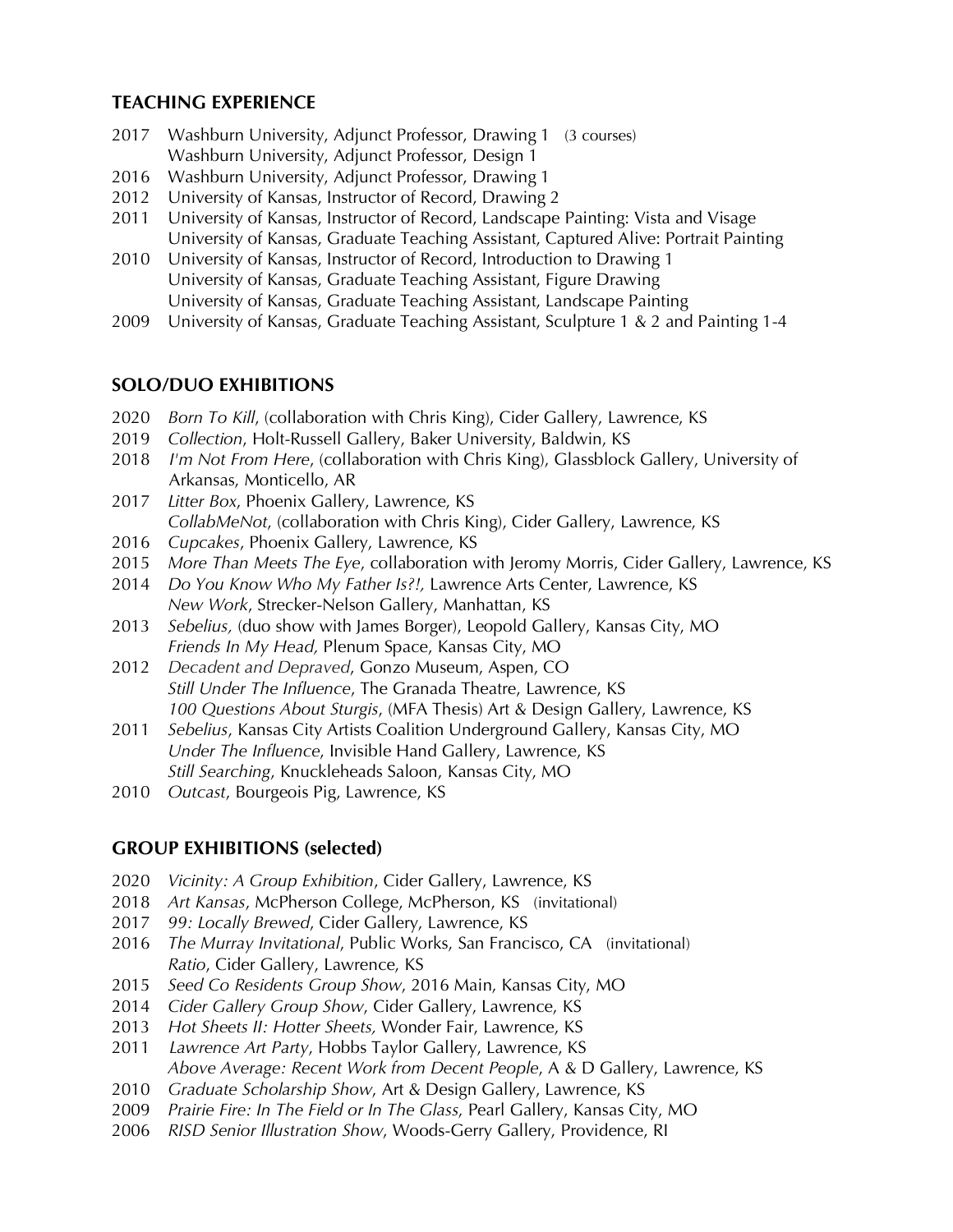## TEACHING EXPERIENCE

2017 Washburn University, Adjunct Professor, Drawing 1 (3 courses)
Washburn University, Adjunct Professor, Design 1
2016 Washburn University, Adjunct Professor, Drawing 1
2012 University of Kansas, Instructor of Record, Drawing 2
2011 University of Kansas, Instructor of Record, Landscape Painting: Vista and Visage
University of Kansas, Graduate Teaching Assistant, Captured Alive: Portrait Painting
2010 University of Kansas, Instructor of Record, Introduction to Drawing 1
University of Kansas, Graduate Teaching Assistant, Figure Drawing
University of Kansas, Graduate Teaching Assistant, Landscape Painting
2009 University of Kansas, Graduate Teaching Assistant, Sculpture 1 & 2 and Painting 1-4

## SOLO/DUO EXHIBITIONS

2020 *Born To Kill*, (collaboration with Chris King), Cider Gallery, Lawrence, KS
2019 *Collection*, Holt-Russell Gallery, Baker University, Baldwin, KS
2018 *I'm Not From Here*, (collaboration with Chris King), Glassblock Gallery, University of Arkansas, Monticello, AR
2017 *Litter Box*, Phoenix Gallery, Lawrence, KS
*CollabMeNot*, (collaboration with Chris King), Cider Gallery, Lawrence, KS
2016 *Cupcakes*, Phoenix Gallery, Lawrence, KS
2015 *More Than Meets The Eye*, collaboration with Jeromy Morris, Cider Gallery, Lawrence, KS
2014 *Do You Know Who My Father Is?!,* Lawrence Arts Center, Lawrence, KS
*New Work*, Strecker-Nelson Gallery, Manhattan, KS
2013 *Sebelius,* (duo show with James Borger), Leopold Gallery, Kansas City, MO
*Friends In My Head,* Plenum Space, Kansas City, MO
2012 *Decadent and Depraved*, Gonzo Museum, Aspen, CO
*Still Under The Influence*, The Granada Theatre, Lawrence, KS
*100 Questions About Sturgis*, (MFA Thesis) Art & Design Gallery, Lawrence, KS
2011 *Sebelius*, Kansas City Artists Coalition Underground Gallery, Kansas City, MO
*Under The Influence*, Invisible Hand Gallery, Lawrence, KS
*Still Searching*, Knuckleheads Saloon, Kansas City, MO
2010 *Outcast*, Bourgeois Pig, Lawrence, KS

## GROUP EXHIBITIONS (selected)

2020 *Vicinity: A Group Exhibition*, Cider Gallery, Lawrence, KS
2018 *Art Kansas*, McPherson College, McPherson, KS (invitational)
2017 *99: Locally Brewed*, Cider Gallery, Lawrence, KS
2016 *The Murray Invitational*, Public Works, San Francisco, CA (invitational)
*Ratio*, Cider Gallery, Lawrence, KS
2015 *Seed Co Residents Group Show*, 2016 Main, Kansas City, MO
2014 *Cider Gallery Group Show*, Cider Gallery, Lawrence, KS
2013 *Hot Sheets II: Hotter Sheets,* Wonder Fair, Lawrence, KS
2011 *Lawrence Art Party*, Hobbs Taylor Gallery, Lawrence, KS
*Above Average: Recent Work from Decent People*, A & D Gallery, Lawrence, KS
2010 *Graduate Scholarship Show*, Art & Design Gallery, Lawrence, KS
2009 *Prairie Fire: In The Field or In The Glass*, Pearl Gallery, Kansas City, MO
2006 *RISD Senior Illustration Show*, Woods-Gerry Gallery, Providence, RI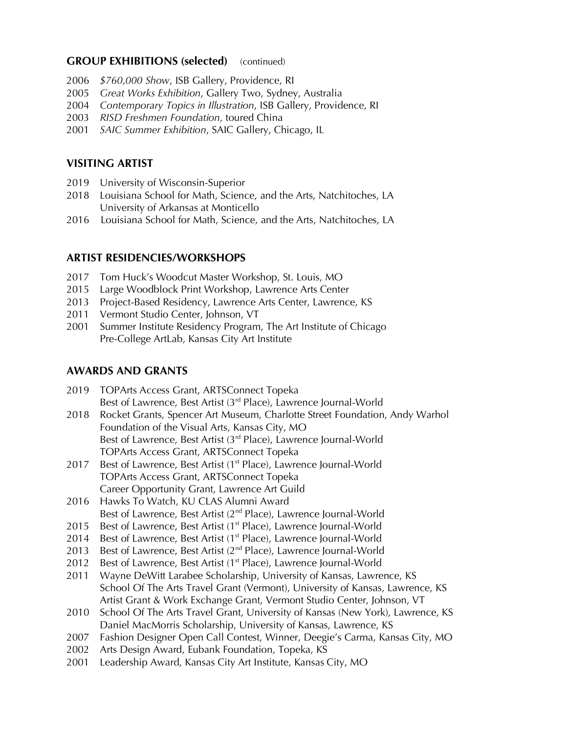## GROUP EXHIBITIONS (selected) (continued)

2006 *$760,000 Show*, ISB Gallery, Providence, RI
2005 *Great Works Exhibition*, Gallery Two, Sydney, Australia
2004 *Contemporary Topics in Illustration*, ISB Gallery, Providence, RI
2003 *RISD Freshmen Foundation,* toured China
2001 *SAIC Summer Exhibition*, SAIC Gallery, Chicago, IL

## VISITING ARTIST

2019 University of Wisconsin-Superior
2018 Louisiana School for Math, Science, and the Arts, Natchitoches, LA
University of Arkansas at Monticello
2016 Louisiana School for Math, Science, and the Arts, Natchitoches, LA

## ARTIST RESIDENCIES/WORKSHOPS

2017 Tom Huck's Woodcut Master Workshop, St. Louis, MO
2015 Large Woodblock Print Workshop, Lawrence Arts Center
2013 Project-Based Residency, Lawrence Arts Center, Lawrence, KS
2011 Vermont Studio Center, Johnson, VT
2001 Summer Institute Residency Program, The Art Institute of Chicago
Pre-College ArtLab, Kansas City Art Institute

## AWARDS AND GRANTS

2019 TOPArts Access Grant, ARTSConnect Topeka
Best of Lawrence, Best Artist (3rd Place), Lawrence Journal-World
2018 Rocket Grants, Spencer Art Museum, Charlotte Street Foundation, Andy Warhol Foundation of the Visual Arts, Kansas City, MO
Best of Lawrence, Best Artist (3rd Place), Lawrence Journal-World
TOPArts Access Grant, ARTSConnect Topeka
2017 Best of Lawrence, Best Artist (1st Place), Lawrence Journal-World
TOPArts Access Grant, ARTSConnect Topeka
Career Opportunity Grant, Lawrence Art Guild
2016 Hawks To Watch, KU CLAS Alumni Award
Best of Lawrence, Best Artist (2nd Place), Lawrence Journal-World
2015 Best of Lawrence, Best Artist (1st Place), Lawrence Journal-World
2014 Best of Lawrence, Best Artist (1st Place), Lawrence Journal-World
2013 Best of Lawrence, Best Artist (2nd Place), Lawrence Journal-World
2012 Best of Lawrence, Best Artist (1st Place), Lawrence Journal-World
2011 Wayne DeWitt Larabee Scholarship, University of Kansas, Lawrence, KS
School Of The Arts Travel Grant (Vermont), University of Kansas, Lawrence, KS
Artist Grant & Work Exchange Grant, Vermont Studio Center, Johnson, VT
2010 School Of The Arts Travel Grant, University of Kansas (New York), Lawrence, KS
Daniel MacMorris Scholarship, University of Kansas, Lawrence, KS
2007 Fashion Designer Open Call Contest, Winner, Deegie's Carma, Kansas City, MO
2002 Arts Design Award, Eubank Foundation, Topeka, KS
2001 Leadership Award, Kansas City Art Institute, Kansas City, MO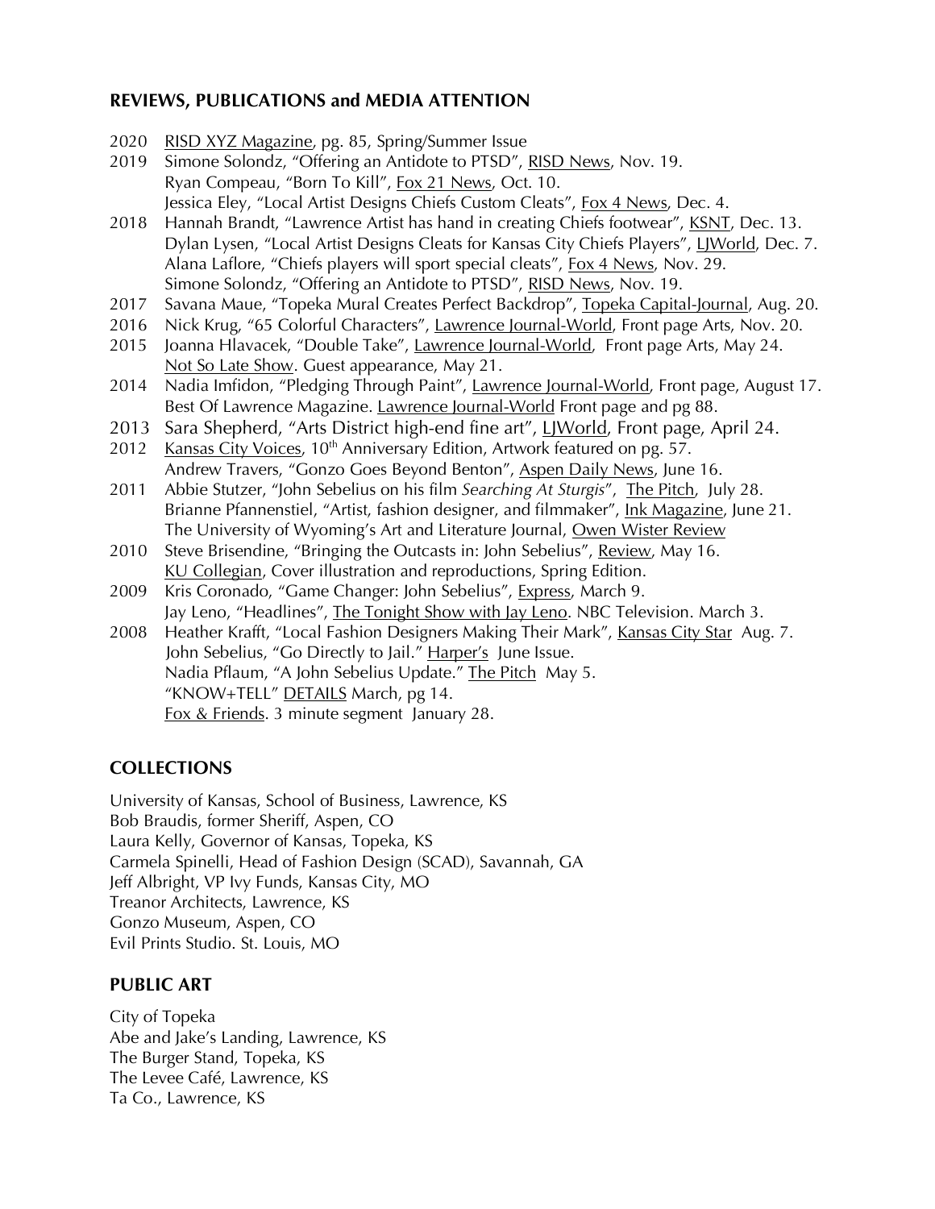## REVIEWS, PUBLICATIONS and MEDIA ATTENTION

2020 RISD XYZ Magazine, pg. 85, Spring/Summer Issue

2019 Simone Solondz, "Offering an Antidote to PTSD", RISD News, Nov. 19.
Ryan Compeau, "Born To Kill", Fox 21 News, Oct. 10.
Jessica Eley, "Local Artist Designs Chiefs Custom Cleats", Fox 4 News, Dec. 4.

2018 Hannah Brandt, "Lawrence Artist has hand in creating Chiefs footwear", KSNT, Dec. 13.
Dylan Lysen, "Local Artist Designs Cleats for Kansas City Chiefs Players", LJWorld, Dec. 7.
Alana Laflore, "Chiefs players will sport special cleats", Fox 4 News, Nov. 29.
Simone Solondz, "Offering an Antidote to PTSD", RISD News, Nov. 19.

2017 Savana Maue, "Topeka Mural Creates Perfect Backdrop", Topeka Capital-Journal, Aug. 20.

2016 Nick Krug, "65 Colorful Characters", Lawrence Journal-World, Front page Arts, Nov. 20.

2015 Joanna Hlavacek, "Double Take", Lawrence Journal-World, Front page Arts, May 24.
Not So Late Show. Guest appearance, May 21.

2014 Nadia Imfidon, "Pledging Through Paint", Lawrence Journal-World, Front page, August 17.
Best Of Lawrence Magazine. Lawrence Journal-World Front page and pg 88.

2013 Sara Shepherd, "Arts District high-end fine art", LJWorld, Front page, April 24.

2012 Kansas City Voices, 10th Anniversary Edition, Artwork featured on pg. 57.
Andrew Travers, "Gonzo Goes Beyond Benton", Aspen Daily News, June 16.

2011 Abbie Stutzer, "John Sebelius on his film *Searching At Sturgis*", The Pitch, July 28.
Brianne Pfannenstiel, "Artist, fashion designer, and filmmaker", Ink Magazine, June 21.
The University of Wyoming's Art and Literature Journal, Owen Wister Review

2010 Steve Brisendine, "Bringing the Outcasts in: John Sebelius", Review, May 16.
KU Collegian, Cover illustration and reproductions, Spring Edition.

2009 Kris Coronado, "Game Changer: John Sebelius", Express, March 9.
Jay Leno, "Headlines", The Tonight Show with Jay Leno. NBC Television. March 3.

2008 Heather Krafft, "Local Fashion Designers Making Their Mark", Kansas City Star Aug. 7.
John Sebelius, "Go Directly to Jail." Harper's June Issue.
Nadia Pflaum, "A John Sebelius Update." The Pitch May 5.
"KNOW+TELL" DETAILS March, pg 14.
Fox & Friends. 3 minute segment January 28.

## COLLECTIONS

University of Kansas, School of Business, Lawrence, KS
Bob Braudis, former Sheriff, Aspen, CO
Laura Kelly, Governor of Kansas, Topeka, KS
Carmela Spinelli, Head of Fashion Design (SCAD), Savannah, GA
Jeff Albright, VP Ivy Funds, Kansas City, MO
Treanor Architects, Lawrence, KS
Gonzo Museum, Aspen, CO
Evil Prints Studio. St. Louis, MO

## PUBLIC ART

City of Topeka
Abe and Jake's Landing, Lawrence, KS
The Burger Stand, Topeka, KS
The Levee Café, Lawrence, KS
Ta Co., Lawrence, KS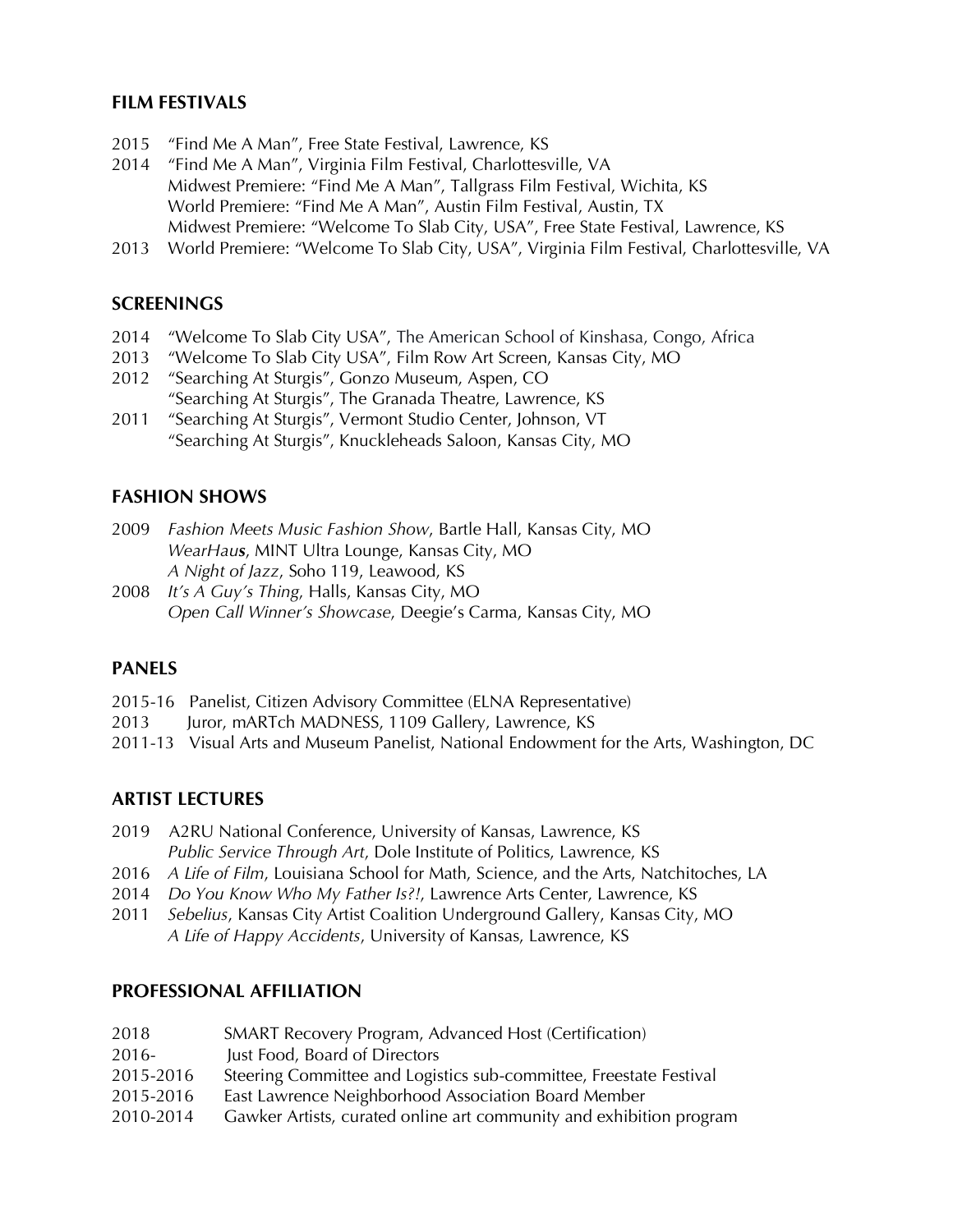## FILM FESTIVALS

2015 "Find Me A Man", Free State Festival, Lawrence, KS
2014 "Find Me A Man", Virginia Film Festival, Charlottesville, VA
Midwest Premiere: "Find Me A Man", Tallgrass Film Festival, Wichita, KS
World Premiere: "Find Me A Man", Austin Film Festival, Austin, TX
Midwest Premiere: "Welcome To Slab City, USA", Free State Festival, Lawrence, KS
2013 World Premiere: "Welcome To Slab City, USA", Virginia Film Festival, Charlottesville, VA

## SCREENINGS

2014 "Welcome To Slab City USA", The American School of Kinshasa, Congo, Africa
2013 "Welcome To Slab City USA", Film Row Art Screen, Kansas City, MO
2012 "Searching At Sturgis", Gonzo Museum, Aspen, CO
"Searching At Sturgis", The Granada Theatre, Lawrence, KS
2011 "Searching At Sturgis", Vermont Studio Center, Johnson, VT
"Searching At Sturgis", Knuckleheads Saloon, Kansas City, MO

## FASHION SHOWS

2009 *Fashion Meets Music Fashion Show*, Bartle Hall, Kansas City, MO
*WearHau**s***, MINT Ultra Lounge, Kansas City, MO
*A Night of Jazz*, Soho 119, Leawood, KS
2008 *It's A Guy's Thing*, Halls, Kansas City, MO
*Open Call Winner's Showcase*, Deegie's Carma, Kansas City, MO

## PANELS

2015-16 Panelist, Citizen Advisory Committee (ELNA Representative)
2013 Juror, mARTch MADNESS, 1109 Gallery, Lawrence, KS
2011-13 Visual Arts and Museum Panelist, National Endowment for the Arts, Washington, DC

## ARTIST LECTURES

2019 A2RU National Conference, University of Kansas, Lawrence, KS
*Public Service Through Art*, Dole Institute of Politics, Lawrence, KS
2016 *A Life of Film*, Louisiana School for Math, Science, and the Arts, Natchitoches, LA
2014 *Do You Know Who My Father Is?!*, Lawrence Arts Center, Lawrence, KS
2011 *Sebelius*, Kansas City Artist Coalition Underground Gallery, Kansas City, MO
*A Life of Happy Accidents*, University of Kansas, Lawrence, KS

## PROFESSIONAL AFFILIATION

2018 SMART Recovery Program, Advanced Host (Certification)
2016- Just Food, Board of Directors
2015-2016 Steering Committee and Logistics sub-committee, Freestate Festival
2015-2016 East Lawrence Neighborhood Association Board Member
2010-2014 Gawker Artists, curated online art community and exhibition program